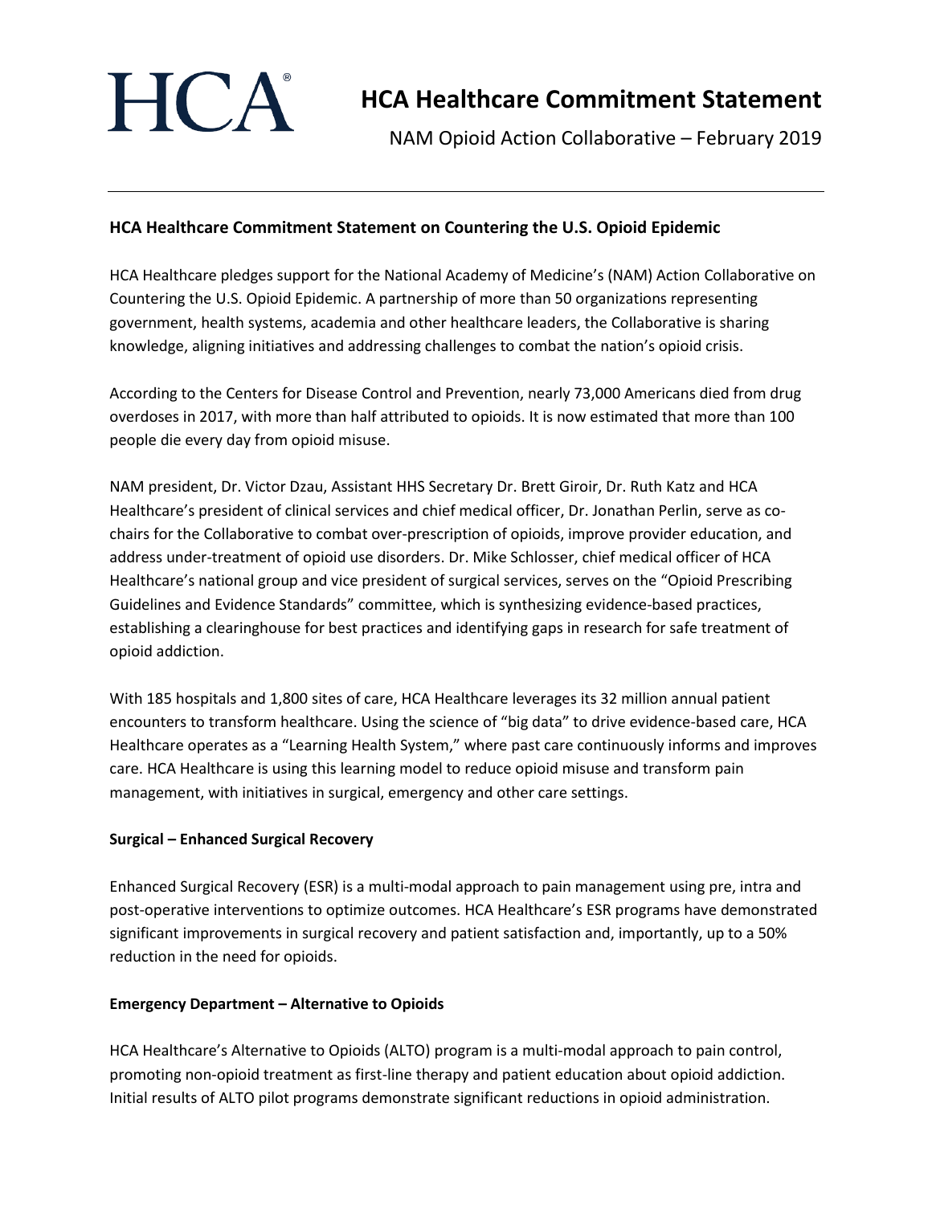HCA®

# HCA Healthcare Commitment Statement

NAM Opioid Action Collaborative – February 2019

---

## HCA Healthcare Commitment Statement on Countering the U.S. Opioid Epidemic

HCA Healthcare pledges support for the National Academy of Medicine's (NAM) Action Collaborative on Countering the U.S. Opioid Epidemic. A partnership of more than 50 organizations representing government, health systems, academia and other healthcare leaders, the Collaborative is sharing knowledge, aligning initiatives and addressing challenges to combat the nation's opioid crisis.

According to the Centers for Disease Control and Prevention, nearly 73,000 Americans died from drug overdoses in 2017, with more than half attributed to opioids. It is now estimated that more than 100 people die every day from opioid misuse.

NAM president, Dr. Victor Dzau, Assistant HHS Secretary Dr. Brett Giroir, Dr. Ruth Katz and HCA Healthcare's president of clinical services and chief medical officer, Dr. Jonathan Perlin, serve as co-chairs for the Collaborative to combat over-prescription of opioids, improve provider education, and address under-treatment of opioid use disorders. Dr. Mike Schlosser, chief medical officer of HCA Healthcare's national group and vice president of surgical services, serves on the "Opioid Prescribing Guidelines and Evidence Standards" committee, which is synthesizing evidence-based practices, establishing a clearinghouse for best practices and identifying gaps in research for safe treatment of opioid addiction.

With 185 hospitals and 1,800 sites of care, HCA Healthcare leverages its 32 million annual patient encounters to transform healthcare. Using the science of "big data" to drive evidence-based care, HCA Healthcare operates as a "Learning Health System," where past care continuously informs and improves care. HCA Healthcare is using this learning model to reduce opioid misuse and transform pain management, with initiatives in surgical, emergency and other care settings.

### Surgical – Enhanced Surgical Recovery

Enhanced Surgical Recovery (ESR) is a multi-modal approach to pain management using pre, intra and post-operative interventions to optimize outcomes. HCA Healthcare's ESR programs have demonstrated significant improvements in surgical recovery and patient satisfaction and, importantly, up to a 50% reduction in the need for opioids.

### Emergency Department – Alternative to Opioids

HCA Healthcare's Alternative to Opioids (ALTO) program is a multi-modal approach to pain control, promoting non-opioid treatment as first-line therapy and patient education about opioid addiction. Initial results of ALTO pilot programs demonstrate significant reductions in opioid administration.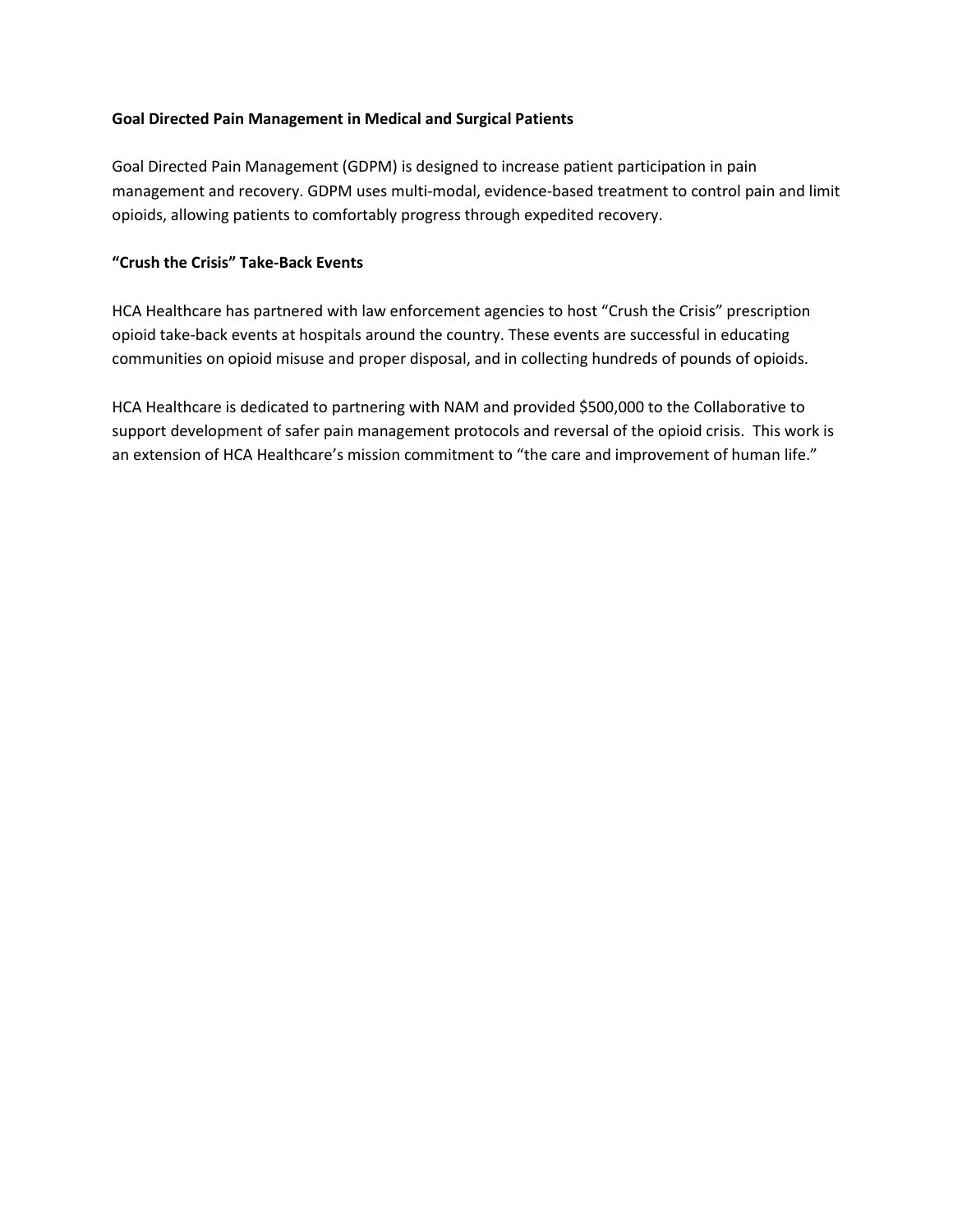**Goal Directed Pain Management in Medical and Surgical Patients**

Goal Directed Pain Management (GDPM) is designed to increase patient participation in pain management and recovery. GDPM uses multi-modal, evidence-based treatment to control pain and limit opioids, allowing patients to comfortably progress through expedited recovery.

**"Crush the Crisis" Take-Back Events**

HCA Healthcare has partnered with law enforcement agencies to host "Crush the Crisis" prescription opioid take-back events at hospitals around the country. These events are successful in educating communities on opioid misuse and proper disposal, and in collecting hundreds of pounds of opioids.

HCA Healthcare is dedicated to partnering with NAM and provided $500,000 to the Collaborative to support development of safer pain management protocols and reversal of the opioid crisis. This work is an extension of HCA Healthcare's mission commitment to "the care and improvement of human life."